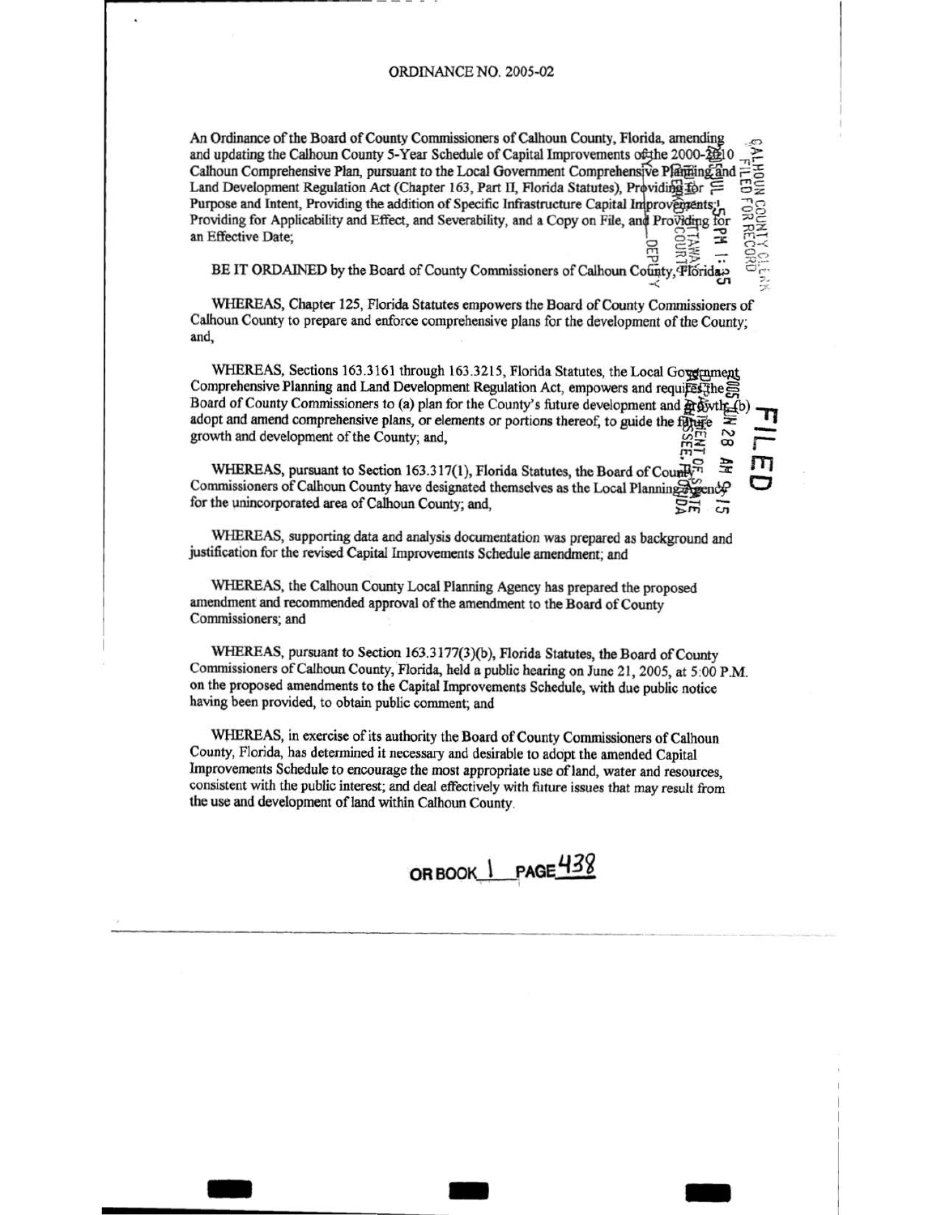# ORDINANCE NO. 2005-02

An Ordinance of the Board of County Commissioners of Calhoun County, Florida, amending and updating the Calhoun County 5-Year Schedule of Capital Improvements of the 2000-2010 Calhoun Comprehensive Plan, pursuant to the Local Government Comprehensive Planning and Land Development Regulation Act (Chapter 163, Part II, Florida Statutes), Providing for Purpose and Intent, Providing the addition of Specific Infrastructure Capital Improvements; Providing for Applicability and Effect, and Severability, and a Copy on File, and Providing for an Effective Date;

BE IT ORDAINED by the Board of County Commissioners of Calhoun County, Florida:

WHEREAS, Chapter 125, Florida Statutes empowers the Board of County Commissioners of Calhoun County to prepare and enforce comprehensive plans for the development of the County; and,

WHEREAS, Sections 163.3161 through 163.3215, Florida Statutes, the Local Government Comprehensive Planning and Land Development Regulation Act, empowers and requires the Board of County Commissioners to (a) plan for the County's future development and growth (b) adopt and amend comprehensive plans, or elements or portions thereof, to guide the future growth and development of the County; and,

WHEREAS, pursuant to Section 163.317(1), Florida Statutes, the Board of County Commissioners of Calhoun County have designated themselves as the Local Planning Agency for the unincorporated area of Calhoun County; and,

WHEREAS, supporting data and analysis documentation was prepared as background and justification for the revised Capital Improvements Schedule amendment; and

WHEREAS, the Calhoun County Local Planning Agency has prepared the proposed amendment and recommended approval of the amendment to the Board of County Commissioners; and

WHEREAS, pursuant to Section 163.3177(3)(b), Florida Statutes, the Board of County Commissioners of Calhoun County, Florida, held a public hearing on June 21, 2005, at 5:00 P.M. on the proposed amendments to the Capital Improvements Schedule, with due public notice having been provided, to obtain public comment; and

WHEREAS, in exercise of its authority the Board of County Commissioners of Calhoun County, Florida, has determined it necessary and desirable to adopt the amended Capital Improvements Schedule to encourage the most appropriate use of land, water and resources, consistent with the public interest; and deal effectively with future issues that may result from the use and development of land within Calhoun County.

OR BOOK 1 PAGE 438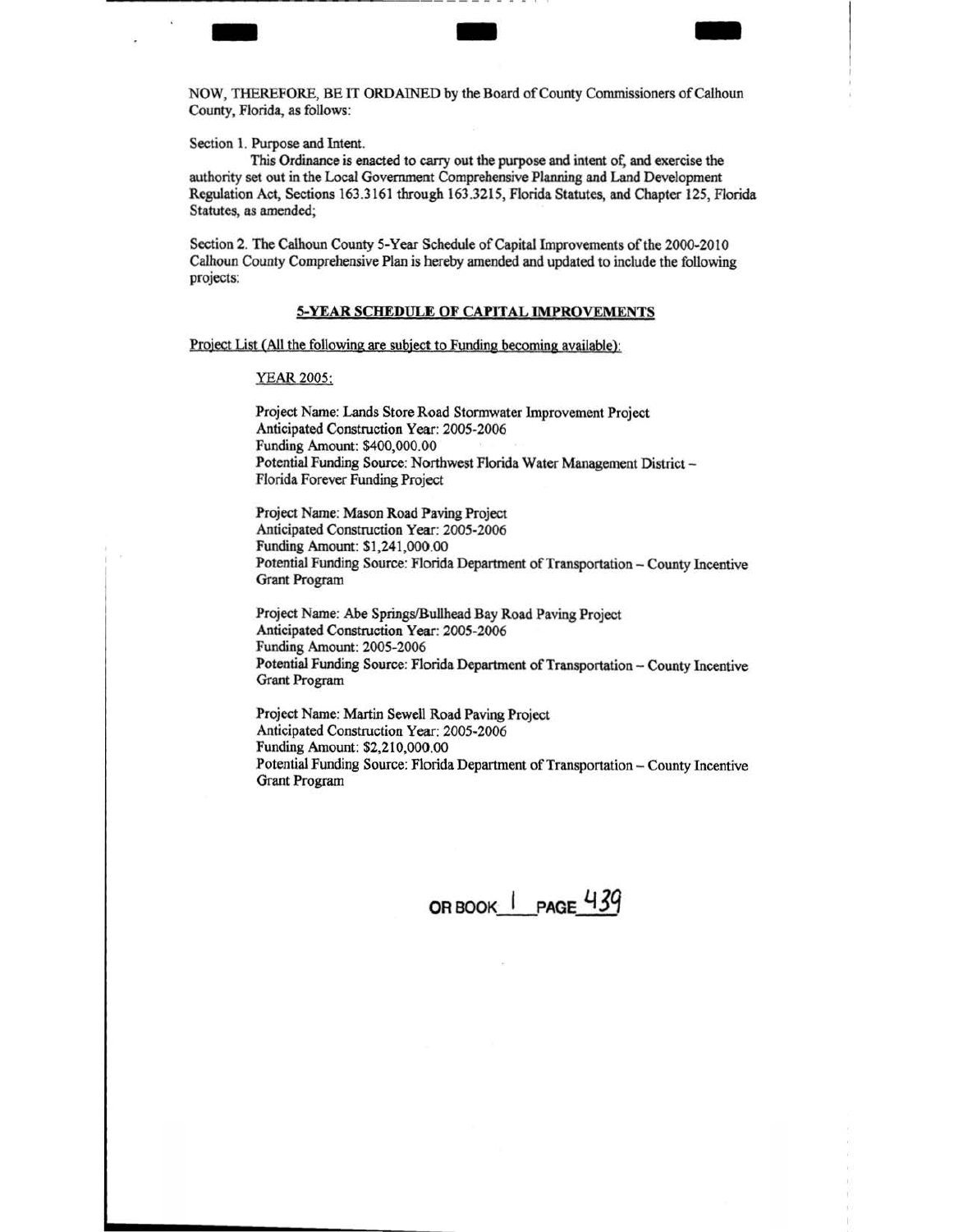NOW, THEREFORE, BE IT ORDAINED by the Board of County Commissioners of Calhoun County, Florida, as follows:

Section 1. Purpose and Intent.

This Ordinance is enacted to carry out the purpose and intent of, and exercise the authority set out in the Local Government Comprehensive Planning and Land Development Regulation Act, Sections 163.3161 through 163.3215, Florida Statutes, and Chapter 125, Florida Statutes, as amended;

Section 2. The Calhoun County 5-Year Schedule of Capital Improvements of the 2000-2010 Calhoun County Comprehensive Plan is hereby amended and updated to include the following projects:

**5-YEAR SCHEDULE OF CAPITAL IMPROVEMENTS**

Project List (All the following are subject to Funding becoming available):

YEAR 2005:

Project Name: Lands Store Road Stormwater Improvement Project
Anticipated Construction Year: 2005-2006
Funding Amount: $400,000.00
Potential Funding Source: Northwest Florida Water Management District – Florida Forever Funding Project

Project Name: Mason Road Paving Project
Anticipated Construction Year: 2005-2006
Funding Amount: $1,241,000.00
Potential Funding Source: Florida Department of Transportation – County Incentive Grant Program

Project Name: Abe Springs/Bullhead Bay Road Paving Project
Anticipated Construction Year: 2005-2006
Funding Amount: 2005-2006
Potential Funding Source: Florida Department of Transportation – County Incentive Grant Program

Project Name: Martin Sewell Road Paving Project
Anticipated Construction Year: 2005-2006
Funding Amount: $2,210,000.00
Potential Funding Source: Florida Department of Transportation – County Incentive Grant Program

OR BOOK 1 PAGE 439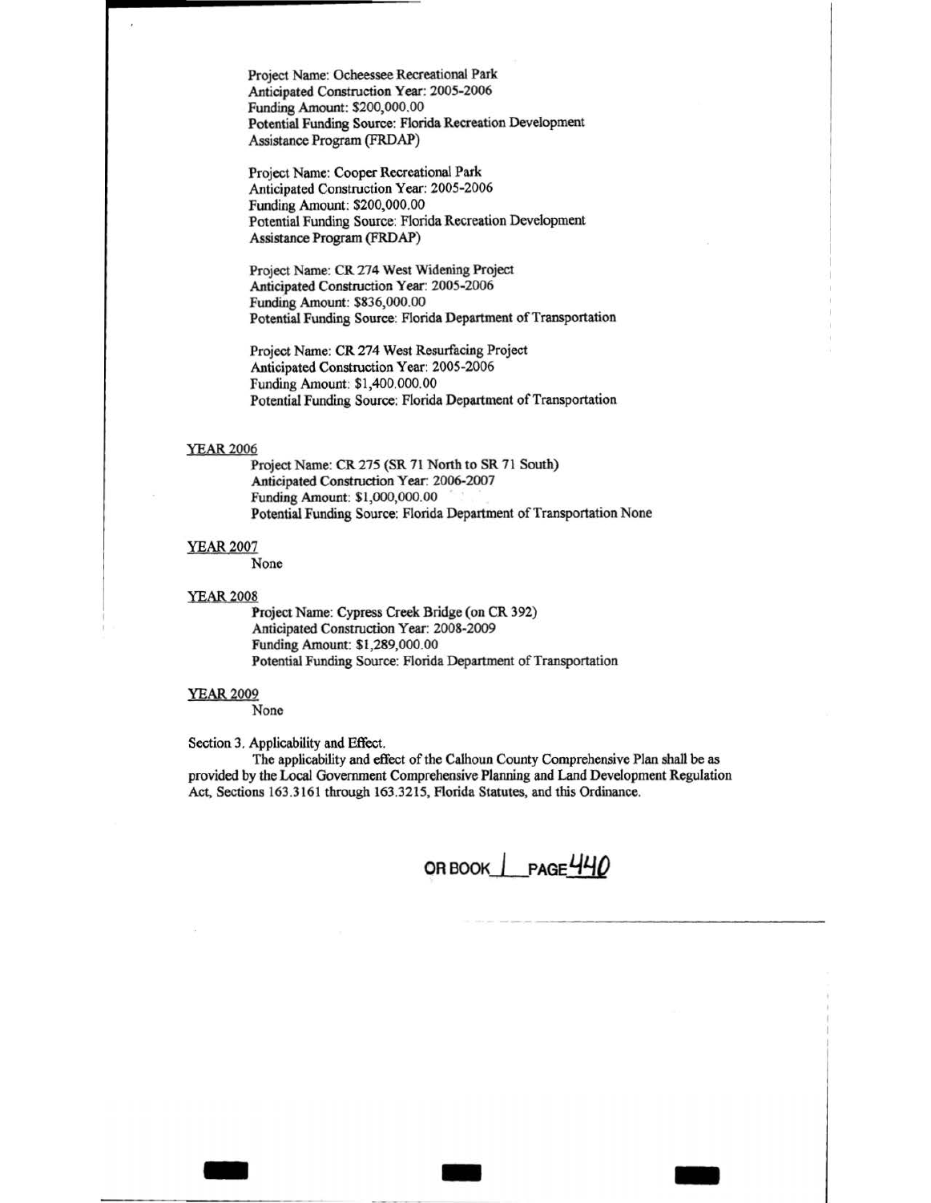Project Name: Ocheessee Recreational Park
Anticipated Construction Year: 2005-2006
Funding Amount: $200,000.00
Potential Funding Source: Florida Recreation Development Assistance Program (FRDAP)

Project Name: Cooper Recreational Park
Anticipated Construction Year: 2005-2006
Funding Amount: $200,000.00
Potential Funding Source: Florida Recreation Development Assistance Program (FRDAP)

Project Name: CR 274 West Widening Project
Anticipated Construction Year: 2005-2006
Funding Amount: $836,000.00
Potential Funding Source: Florida Department of Transportation

Project Name: CR 274 West Resurfacing Project
Anticipated Construction Year: 2005-2006
Funding Amount: $1,400.000.00
Potential Funding Source: Florida Department of Transportation

<u>YEAR 2006</u>

Project Name: CR 275 (SR 71 North to SR 71 South)
Anticipated Construction Year: 2006-2007
Funding Amount: $1,000,000.00
Potential Funding Source: Florida Department of Transportation None

<u>YEAR 2007</u>

None

<u>YEAR 2008</u>

Project Name: Cypress Creek Bridge (on CR 392)
Anticipated Construction Year: 2008-2009
Funding Amount: $1,289,000.00
Potential Funding Source: Florida Department of Transportation

<u>YEAR 2009</u>

None

Section 3. Applicability and Effect.

The applicability and effect of the Calhoun County Comprehensive Plan shall be as provided by the Local Government Comprehensive Planning and Land Development Regulation Act, Sections 163.3161 through 163.3215, Florida Statutes, and this Ordinance.

OR BOOK 1 PAGE 440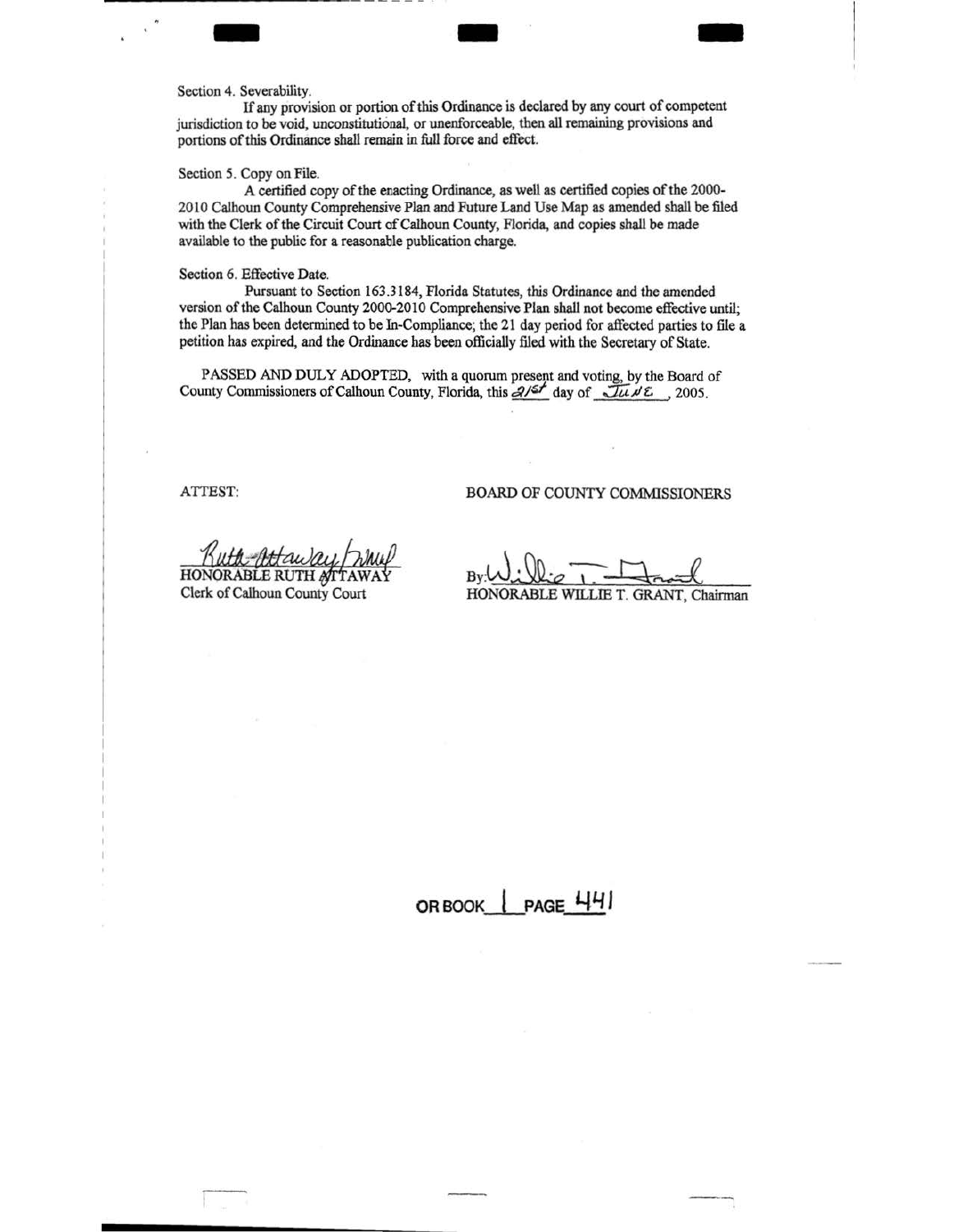Section 4. Severability.

If any provision or portion of this Ordinance is declared by any court of competent jurisdiction to be void, unconstitutional, or unenforceable, then all remaining provisions and portions of this Ordinance shall remain in full force and effect.

Section 5. Copy on File.

A certified copy of the enacting Ordinance, as well as certified copies of the 2000-2010 Calhoun County Comprehensive Plan and Future Land Use Map as amended shall be filed with the Clerk of the Circuit Court of Calhoun County, Florida, and copies shall be made available to the public for a reasonable publication charge.

Section 6. Effective Date.

Pursuant to Section 163.3184, Florida Statutes, this Ordinance and the amended version of the Calhoun County 2000-2010 Comprehensive Plan shall not become effective until; the Plan has been determined to be In-Compliance; the 21 day period for affected parties to file a petition has expired, and the Ordinance has been officially filed with the Secretary of State.

PASSED AND DULY ADOPTED, with a quorum present and voting, by the Board of County Commissioners of Calhoun County, Florida, this 21st day of June, 2005.

ATTEST:

Ruth Attaway

HONORABLE RUTH ATTAWAY
Clerk of Calhoun County Court

BOARD OF COUNTY COMMISSIONERS

By: Willie T. Grant

HONORABLE WILLIE T. GRANT, Chairman

OR BOOK 1 PAGE 441